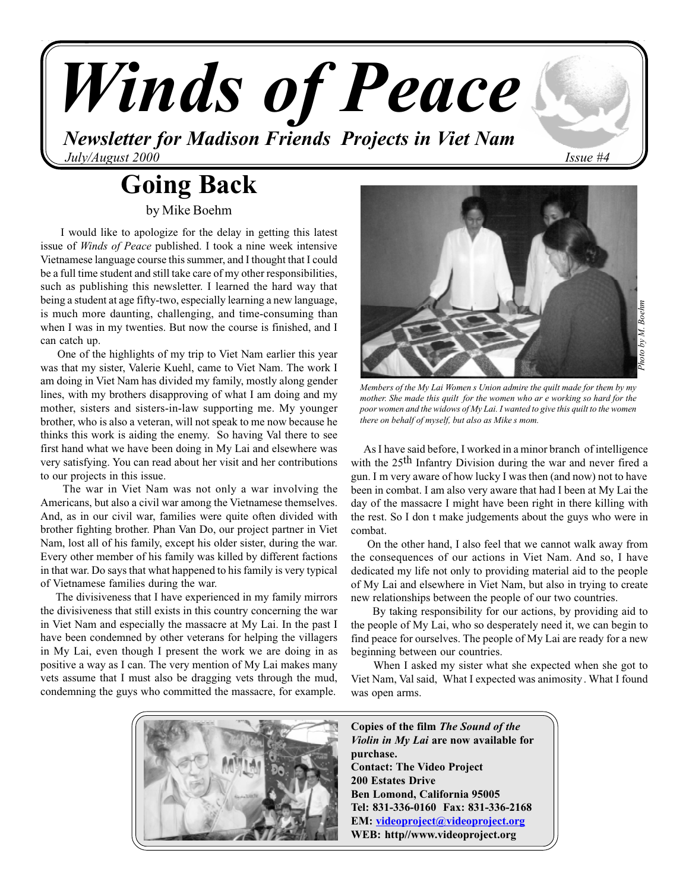# Winds of Peace

***Newsletter for Madison Friends Projects in Viet Nam***

*July/August 2000* *Issue #4*

## Going Back

by Mike Boehm

I would like to apologize for the delay in getting this latest issue of *Winds of Peace* published. I took a nine week intensive Vietnamese language course this summer, and I thought that I could be a full time student and still take care of my other responsibilities, such as publishing this newsletter. I learned the hard way that being a student at age fifty-two, especially learning a new language, is much more daunting, challenging, and time-consuming than when I was in my twenties. But now the course is finished, and I can catch up.

One of the highlights of my trip to Viet Nam earlier this year was that my sister, Valerie Kuehl, came to Viet Nam. The work I am doing in Viet Nam has divided my family, mostly along gender lines, with my brothers disapproving of what I am doing and my mother, sisters and sisters-in-law supporting me. My younger brother, who is also a veteran, will not speak to me now because he thinks this work is aiding the enemy. So having Val there to see first hand what we have been doing in My Lai and elsewhere was very satisfying. You can read about her visit and her contributions to our projects in this issue.

The war in Viet Nam was not only a war involving the Americans, but also a civil war among the Vietnamese themselves. And, as in our civil war, families were quite often divided with brother fighting brother. Phan Van Do, our project partner in Viet Nam, lost all of his family, except his older sister, during the war. Every other member of his family was killed by different factions in that war. Do says that what happened to his family is very typical of Vietnamese families during the war.

The divisiveness that I have experienced in my family mirrors the divisiveness that still exists in this country concerning the war in Viet Nam and especially the massacre at My Lai. In the past I have been condemned by other veterans for helping the villagers in My Lai, even though I present the work we are doing in as positive a way as I can. The very mention of My Lai makes many vets assume that I must also be dragging vets through the mud, condemning the guys who committed the massacre, for example.

*Photo by M. Boehm*

*Members of the My Lai Women s Union admire the quilt made for them by my mother. She made this quilt for the women who ar e working so hard for the poor women and the widows of My Lai. I wanted to give this quilt to the women there on behalf of myself, but also as Mike s mom.*

As I have said before, I worked in a minor branch of intelligence with the 25th Infantry Division during the war and never fired a gun. I m very aware of how lucky I was then (and now) not to have been in combat. I am also very aware that had I been at My Lai the day of the massacre I might have been right in there killing with the rest. So I don t make judgements about the guys who were in combat.

On the other hand, I also feel that we cannot walk away from the consequences of our actions in Viet Nam. And so, I have dedicated my life not only to providing material aid to the people of My Lai and elsewhere in Viet Nam, but also in trying to create new relationships between the people of our two countries.

By taking responsibility for our actions, by providing aid to the people of My Lai, who so desperately need it, we can begin to find peace for ourselves. The people of My Lai are ready for a new beginning between our countries.

When I asked my sister what she expected when she got to Viet Nam, Val said, What I expected was animosity. What I found was open arms.

**Copies of the film *The Sound of the Violin in My Lai* are now available for purchase.**
**Contact: The Video Project**
**200 Estates Drive**
**Ben Lomond, California 95005**
**Tel: 831-336-0160 Fax: 831-336-2168**
**EM: videoproject@videoproject.org**
**WEB: http//www.videoproject.org**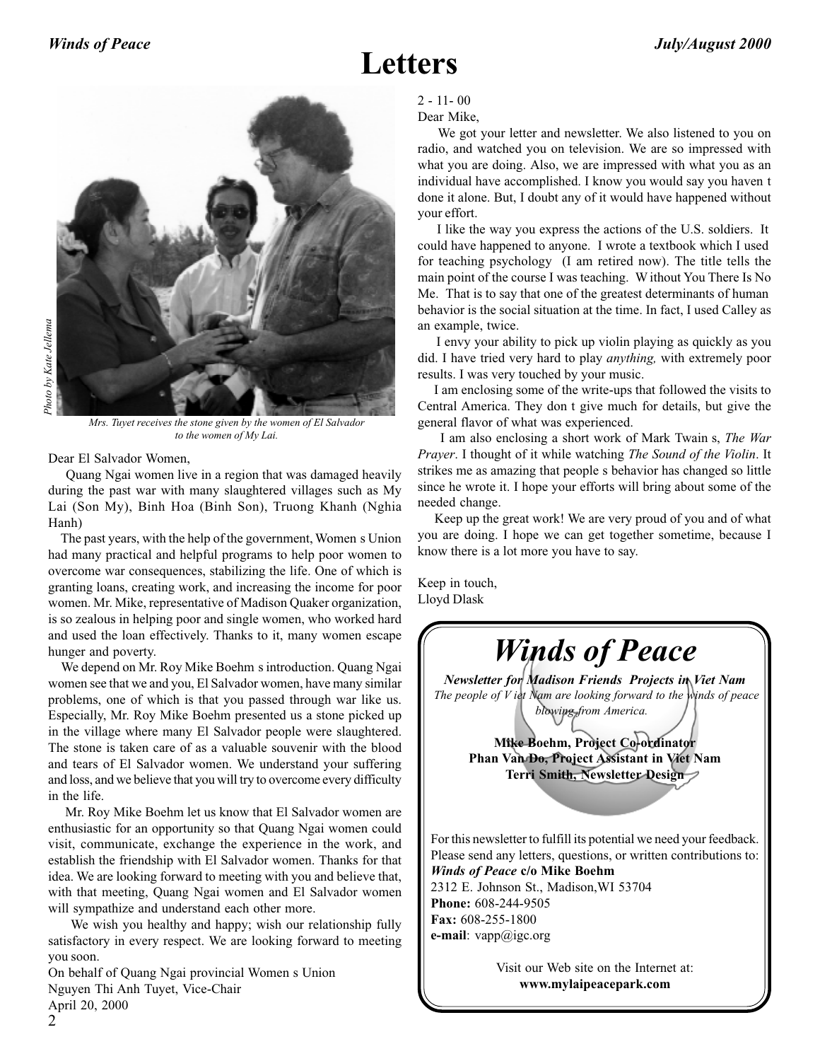# Letters

Photo by Kate Jellema

Mrs. Tuyet receives the stone given by the women of El Salvador to the women of My Lai.

Dear El Salvador Women,

Quang Ngai women live in a region that was damaged heavily during the past war with many slaughtered villages such as My Lai (Son My), Binh Hoa (Binh Son), Truong Khanh (Nghia Hanh)

The past years, with the help of the government, Women s Union had many practical and helpful programs to help poor women to overcome war consequences, stabilizing the life. One of which is granting loans, creating work, and increasing the income for poor women. Mr. Mike, representative of Madison Quaker organization, is so zealous in helping poor and single women, who worked hard and used the loan effectively. Thanks to it, many women escape hunger and poverty.

We depend on Mr. Roy Mike Boehm s introduction. Quang Ngai women see that we and you, El Salvador women, have many similar problems, one of which is that you passed through war like us. Especially, Mr. Roy Mike Boehm presented us a stone picked up in the village where many El Salvador people were slaughtered. The stone is taken care of as a valuable souvenir with the blood and tears of El Salvador women. We understand your suffering and loss, and we believe that you will try to overcome every difficulty in the life.

Mr. Roy Mike Boehm let us know that El Salvador women are enthusiastic for an opportunity so that Quang Ngai women could visit, communicate, exchange the experience in the work, and establish the friendship with El Salvador women. Thanks for that idea. We are looking forward to meeting with you and believe that, with that meeting, Quang Ngai women and El Salvador women will sympathize and understand each other more.

We wish you healthy and happy; wish our relationship fully satisfactory in every respect. We are looking forward to meeting you soon.

On behalf of Quang Ngai provincial Women s Union
Nguyen Thi Anh Tuyet, Vice-Chair
April 20, 2000

2 - 11- 00
Dear Mike,

We got your letter and newsletter. We also listened to you on radio, and watched you on television. We are so impressed with what you are doing. Also, we are impressed with what you as an individual have accomplished. I know you would say you haven t done it alone. But, I doubt any of it would have happened without your effort.

I like the way you express the actions of the U.S. soldiers. It could have happened to anyone. I wrote a textbook which I used for teaching psychology (I am retired now). The title tells the main point of the course I was teaching. W ithout You There Is No Me. That is to say that one of the greatest determinants of human behavior is the social situation at the time. In fact, I used Calley as an example, twice.

I envy your ability to pick up violin playing as quickly as you did. I have tried very hard to play *anything,* with extremely poor results. I was very touched by your music.

I am enclosing some of the write-ups that followed the visits to Central America. They don t give much for details, but give the general flavor of what was experienced.

I am also enclosing a short work of Mark Twain s, *The War Prayer*. I thought of it while watching *The Sound of the Violin*. It strikes me as amazing that people s behavior has changed so little since he wrote it. I hope your efforts will bring about some of the needed change.

Keep up the great work! We are very proud of you and of what you are doing. I hope we can get together sometime, because I know there is a lot more you have to say.

Keep in touch,
Lloyd Dlask

## *Winds of Peace*

***Newsletter for Madison Friends Projects in Viet Nam***

*The people of V iet Nam are looking forward to the winds of peace blowing from America.*

**Mike Boehm, Project Co-ordinator**
**Phan Van Do, Project Assistant in Viet Nam**
**Terri Smith, Newsletter Design**

For this newsletter to fulfill its potential we need your feedback. Please send any letters, questions, or written contributions to:
***Winds of Peace* c/o Mike Boehm**
2312 E. Johnson St., Madison,WI 53704
**Phone:** 608-244-9505
**Fax:** 608-255-1800
**e-mail**: vapp@igc.org

Visit our Web site on the Internet at:
**www.mylaipeacepark.com**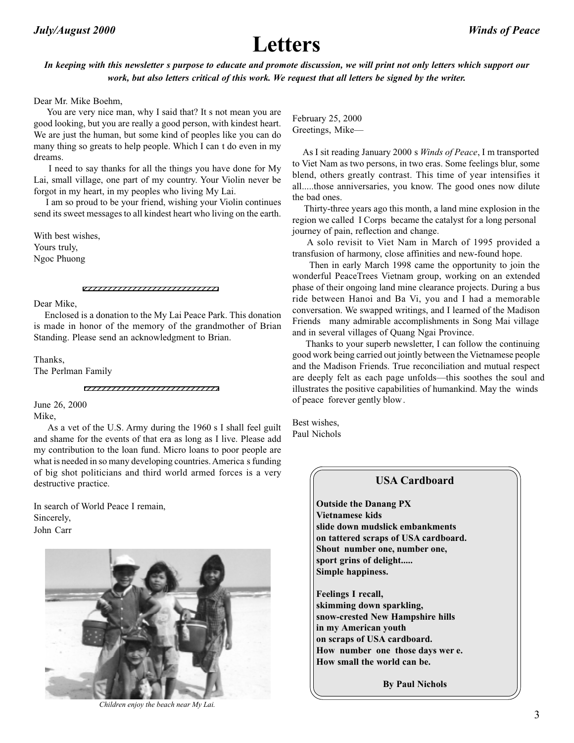# Letters

***In keeping with this newsletter s purpose to educate and promote discussion, we will print not only letters which support our work, but also letters critical of this work. We request that all letters be signed by the writer.***

Dear Mr. Mike Boehm,

You are very nice man, why I said that? It s not mean you are good looking, but you are really a good person, with kindest heart. We are just the human, but some kind of peoples like you can do many thing so greats to help people. Which I can t do even in my dreams.

I need to say thanks for all the things you have done for My Lai, small village, one part of my country. Your Violin never be forgot in my heart, in my peoples who living My Lai.

I am so proud to be your friend, wishing your Violin continues send its sweet messages to all kindest heart who living on the earth.

With best wishes,
Yours truly,
Ngoc Phuong

---

Dear Mike,

Enclosed is a donation to the My Lai Peace Park. This donation is made in honor of the memory of the grandmother of Brian Standing. Please send an acknowledgment to Brian.

Thanks,
The Perlman Family

---

June 26, 2000
Mike,

As a vet of the U.S. Army during the 1960 s I shall feel guilt and shame for the events of that era as long as I live. Please add my contribution to the loan fund. Micro loans to poor people are what is needed in so many developing countries. America s funding of big shot politicians and third world armed forces is a very destructive practice.

In search of World Peace I remain,
Sincerely,
John Carr

*Children enjoy the beach near My Lai.*

February 25, 2000
Greetings, Mike—

As I sit reading January 2000 s *Winds of Peace*, I m transported to Viet Nam as two persons, in two eras. Some feelings blur, some blend, others greatly contrast. This time of year intensifies it all.....those anniversaries, you know. The good ones now dilute the bad ones.

Thirty-three years ago this month, a land mine explosion in the region we called I Corps became the catalyst for a long personal journey of pain, reflection and change.

A solo revisit to Viet Nam in March of 1995 provided a transfusion of harmony, close affinities and new-found hope.

Then in early March 1998 came the opportunity to join the wonderful PeaceTrees Vietnam group, working on an extended phase of their ongoing land mine clearance projects. During a bus ride between Hanoi and Ba Vi, you and I had a memorable conversation. We swapped writings, and I learned of the Madison Friends many admirable accomplishments in Song Mai village and in several villages of Quang Ngai Province.

Thanks to your superb newsletter, I can follow the continuing good work being carried out jointly between the Vietnamese people and the Madison Friends. True reconciliation and mutual respect are deeply felt as each page unfolds—this soothes the soul and illustrates the positive capabilities of humankind. May the winds of peace forever gently blow.

Best wishes,
Paul Nichols

### USA Cardboard

**Outside the Danang PX**
**Vietnamese kids**
**slide down mudslick embankments**
**on tattered scraps of USA cardboard.**
**Shout number one, number one,**
**sport grins of delight.....**
**Simple happiness.**

**Feelings I recall,**
**skimming down sparkling,**
**snow-crested New Hampshire hills**
**in my American youth**
**on scraps of USA cardboard.**
**How number one those days wer e.**
**How small the world can be.**

**By Paul Nichols**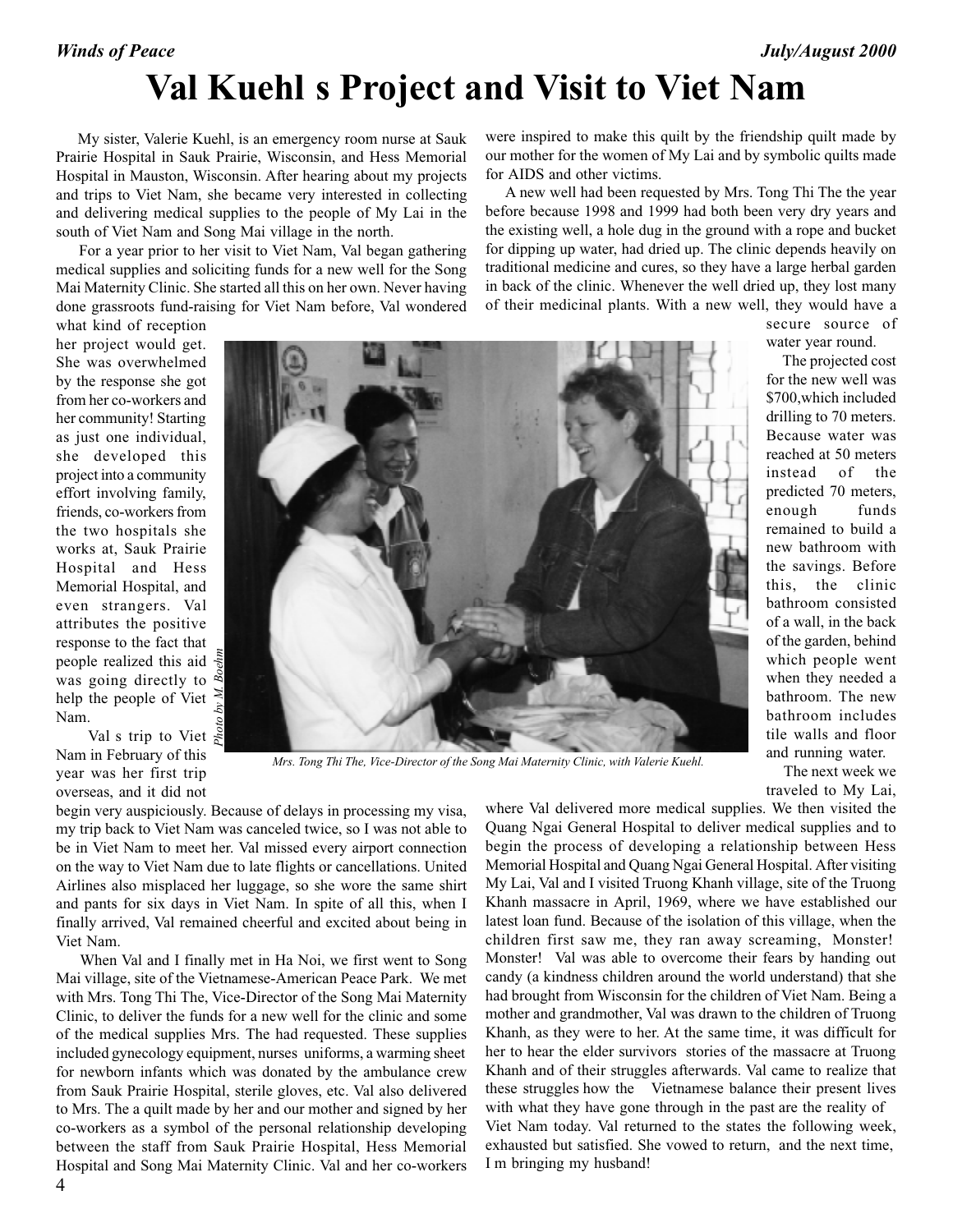# Val Kuehl s Project and Visit to Viet Nam

My sister, Valerie Kuehl, is an emergency room nurse at Sauk Prairie Hospital in Sauk Prairie, Wisconsin, and Hess Memorial Hospital in Mauston, Wisconsin. After hearing about my projects and trips to Viet Nam, she became very interested in collecting and delivering medical supplies to the people of My Lai in the south of Viet Nam and Song Mai village in the north.

For a year prior to her visit to Viet Nam, Val began gathering medical supplies and soliciting funds for a new well for the Song Mai Maternity Clinic. She started all this on her own. Never having done grassroots fund-raising for Viet Nam before, Val wondered what kind of reception her project would get. She was overwhelmed by the response she got from her co-workers and her community! Starting as just one individual, she developed this project into a community effort involving family, friends, co-workers from the two hospitals she works at, Sauk Prairie Hospital and Hess Memorial Hospital, and even strangers. Val attributes the positive response to the fact that people realized this aid was going directly to help the people of Viet Nam.

Val s trip to Viet Nam in February of this year was her first trip overseas, and it did not begin very auspiciously. Because of delays in processing my visa, my trip back to Viet Nam was canceled twice, so I was not able to be in Viet Nam to meet her. Val missed every airport connection on the way to Viet Nam due to late flights or cancellations. United Airlines also misplaced her luggage, so she wore the same shirt and pants for six days in Viet Nam. In spite of all this, when I finally arrived, Val remained cheerful and excited about being in Viet Nam.

When Val and I finally met in Ha Noi, we first went to Song Mai village, site of the Vietnamese-American Peace Park. We met with Mrs. Tong Thi The, Vice-Director of the Song Mai Maternity Clinic, to deliver the funds for a new well for the clinic and some of the medical supplies Mrs. The had requested. These supplies included gynecology equipment, nurses uniforms, a warming sheet for newborn infants which was donated by the ambulance crew from Sauk Prairie Hospital, sterile gloves, etc. Val also delivered to Mrs. The a quilt made by her and our mother and signed by her co-workers as a symbol of the personal relationship developing between the staff from Sauk Prairie Hospital, Hess Memorial Hospital and Song Mai Maternity Clinic. Val and her co-workers were inspired to make this quilt by the friendship quilt made by our mother for the women of My Lai and by symbolic quilts made for AIDS and other victims.

A new well had been requested by Mrs. Tong Thi The the year before because 1998 and 1999 had both been very dry years and the existing well, a hole dug in the ground with a rope and bucket for dipping up water, had dried up. The clinic depends heavily on traditional medicine and cures, so they have a large herbal garden in back of the clinic. Whenever the well dried up, they lost many of their medicinal plants. With a new well, they would have a secure source of water year round.

*Photo by M. Boehm*

*Mrs. Tong Thi The, Vice-Director of the Song Mai Maternity Clinic, with Valerie Kuehl.*

The projected cost for the new well was $700, which included drilling to 70 meters. Because water was reached at 50 meters instead of the predicted 70 meters, enough funds remained to build a new bathroom with the savings. Before this, the clinic bathroom consisted of a wall, in the back of the garden, behind which people went when they needed a bathroom. The new bathroom includes tile walls and floor and running water.

The next week we traveled to My Lai, where Val delivered more medical supplies. We then visited the Quang Ngai General Hospital to deliver medical supplies and to begin the process of developing a relationship between Hess Memorial Hospital and Quang Ngai General Hospital. After visiting My Lai, Val and I visited Truong Khanh village, site of the Truong Khanh massacre in April, 1969, where we have established our latest loan fund. Because of the isolation of this village, when the children first saw me, they ran away screaming, Monster! Monster! Val was able to overcome their fears by handing out candy (a kindness children around the world understand) that she had brought from Wisconsin for the children of Viet Nam. Being a mother and grandmother, Val was drawn to the children of Truong Khanh, as they were to her. At the same time, it was difficult for her to hear the elder survivors stories of the massacre at Truong Khanh and of their struggles afterwards. Val came to realize that these struggles how the Vietnamese balance their present lives with what they have gone through in the past are the reality of Viet Nam today. Val returned to the states the following week, exhausted but satisfied. She vowed to return, and the next time, I m bringing my husband!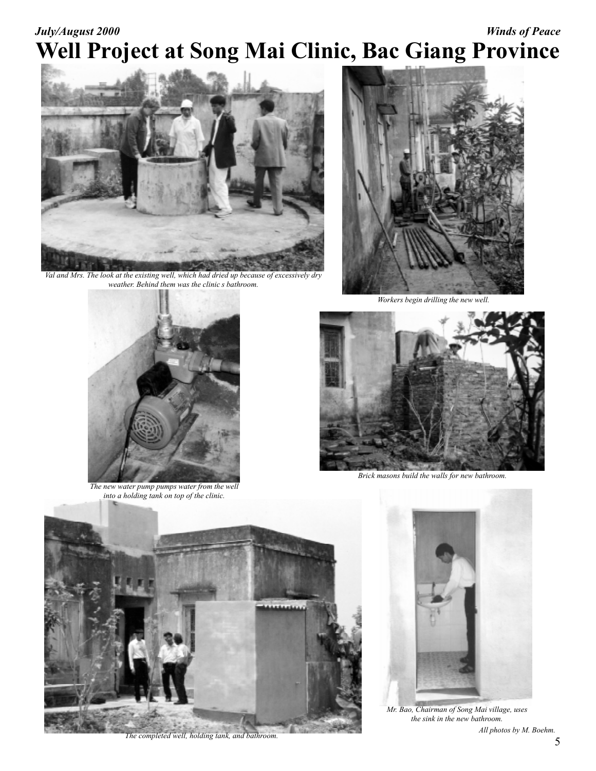# Well Project at Song Mai Clinic, Bac Giang Province

*Val and Mrs. The look at the existing well, which had dried up because of excessively dry weather. Behind them was the clinic s bathroom.*

*Workers begin drilling the new well.*

*The new water pump pumps water from the well into a holding tank on top of the clinic.*

*Brick masons build the walls for new bathroom.*

*The completed well, holding tank, and bathroom.*

*Mr. Bao, Chairman of Song Mai village, uses the sink in the new bathroom.*

*All photos by M. Boehm.*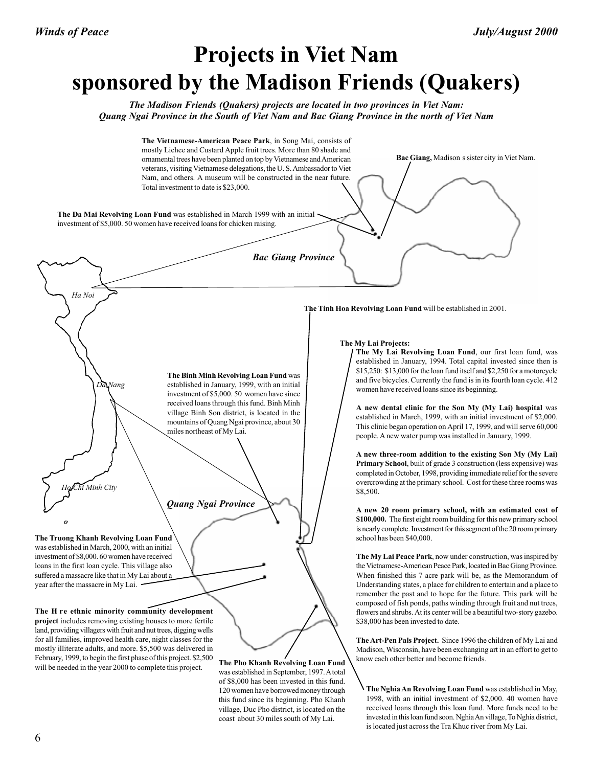# Projects in Viet Nam sponsored by the Madison Friends (Quakers)

***The Madison Friends (Quakers) projects are located in two provinces in Viet Nam: Quang Ngai Province in the South of Viet Nam and Bac Giang Province in the north of Viet Nam***

**The Vietnamese-American Peace Park**, in Song Mai, consists of mostly Lichee and Custard Apple fruit trees. More than 80 shade and ornamental trees have been planted on top by Vietnamese and American veterans, visiting Vietnamese delegations, the U. S. Ambassador to Viet Nam, and others. A museum will be constructed in the near future. Total investment to date is $23,000.

**Bac Giang,** Madison s sister city in Viet Nam.

**The Da Mai Revolving Loan Fund** was established in March 1999 with an initial investment of $5,000. 50 women have received loans for chicken raising.

*Bac Giang Province*

Ha Noi

Da Nang

Ho Chi Minh City

*Quang Ngai Province*

**The Tinh Hoa Revolving Loan Fund** will be established in 2001.

**The Binh Minh Revolving Loan Fund** was established in January, 1999, with an initial investment of $5,000. 50 women have since received loans through this fund. Binh Minh village Binh Son district, is located in the mountains of Quang Ngai province, about 30 miles northeast of My Lai.

**The Truong Khanh Revolving Loan Fund** was established in March, 2000, with an initial investment of $8,000. 60 women have received loans in the first loan cycle. This village also suffered a massacre like that in My Lai about a year after the massacre in My Lai.

**The H re ethnic minority community development project** includes removing existing houses to more fertile land, providing villagers with fruit and nut trees, digging wells for all families, improved health care, night classes for the mostly illiterate adults, and more. $5,500 was delivered in February, 1999, to begin the first phase of this project. $2,500 will be needed in the year 2000 to complete this project.

**The Pho Khanh Revolving Loan Fund** was established in September, 1997. A total of $8,000 has been invested in this fund. 120 women have borrowed money through this fund since its beginning. Pho Khanh village, Duc Pho district, is located on the coast about 30 miles south of My Lai.

**The My Lai Projects:**

**The My Lai Revolving Loan Fund**, our first loan fund, was established in January, 1994. Total capital invested since then is $15,250: $13,000 for the loan fund itself and $2,250 for a motorcycle and five bicycles. Currently the fund is in its fourth loan cycle. 412 women have received loans since its beginning.

**A new dental clinic for the Son My (My Lai) hospital** was established in March, 1999, with an initial investment of $2,000. This clinic began operation on April 17, 1999, and will serve 60,000 people. A new water pump was installed in January, 1999.

**A new three-room addition to the existing Son My (My Lai) Primary School**, built of grade 3 construction (less expensive) was completed in October, 1998, providing immediate relief for the severe overcrowding at the primary school. Cost for these three rooms was $8,500.

**A new 20 room primary school, with an estimated cost of $100,000.** The first eight room building for this new primary school is nearly complete. Investment for this segment of the 20 room primary school has been $40,000.

**The My Lai Peace Park**, now under construction, was inspired by the Vietnamese-American Peace Park, located in Bac Giang Province. When finished this 7 acre park will be, as the Memorandum of Understanding states, a place for children to entertain and a place to remember the past and to hope for the future. This park will be composed of fish ponds, paths winding through fruit and nut trees, flowers and shrubs. At its center will be a beautiful two-story gazebo. $38,000 has been invested to date.

**The Art-Pen Pals Project.** Since 1996 the children of My Lai and Madison, Wisconsin, have been exchanging art in an effort to get to know each other better and become friends.

**The Nghia An Revolving Loan Fund** was established in May, 1998, with an initial investment of $2,000. 40 women have received loans through this loan fund. More funds need to be invested in this loan fund soon. Nghia An village, To Nghia district, is located just across the Tra Khuc river from My Lai.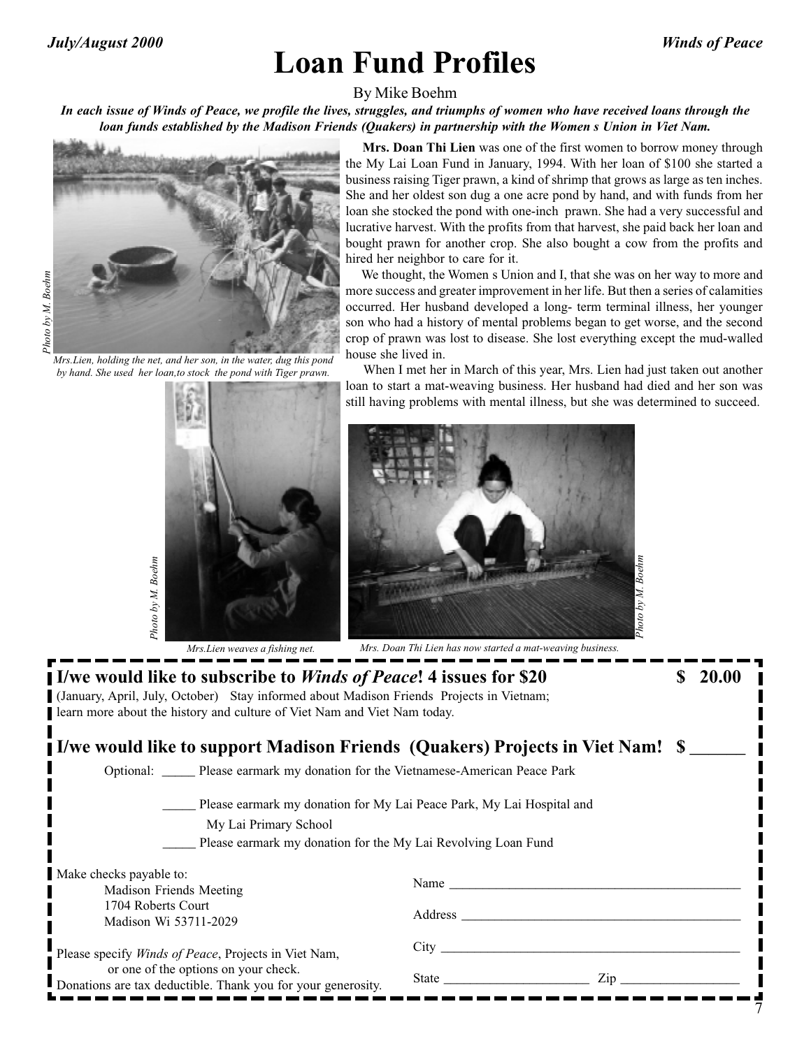# Loan Fund Profiles

By Mike Boehm

***In each issue of Winds of Peace, we profile the lives, struggles, and triumphs of women who have received loans through the loan funds established by the Madison Friends (Quakers) in partnership with the Women s Union in Viet Nam.***

*Photo by M. Boehm*

*Mrs.Lien, holding the net, and her son, in the water, dug this pond by hand. She used her loan,to stock the pond with Tiger prawn.*

**Mrs. Doan Thi Lien** was one of the first women to borrow money through the My Lai Loan Fund in January, 1994. With her loan of $100 she started a business raising Tiger prawn, a kind of shrimp that grows as large as ten inches. She and her oldest son dug a one acre pond by hand, and with funds from her loan she stocked the pond with one-inch prawn. She had a very successful and lucrative harvest. With the profits from that harvest, she paid back her loan and bought prawn for another crop. She also bought a cow from the profits and hired her neighbor to care for it.

We thought, the Women s Union and I, that she was on her way to more and more success and greater improvement in her life. But then a series of calamities occurred. Her husband developed a long- term terminal illness, her younger son who had a history of mental problems began to get worse, and the second crop of prawn was lost to disease. She lost everything except the mud-walled house she lived in.

When I met her in March of this year, Mrs. Lien had just taken out another loan to start a mat-weaving business. Her husband had died and her son was still having problems with mental illness, but she was determined to succeed.

*Photo by M. Boehm*

*Mrs.Lien weaves a fishing net.*

*Photo by M. Boehm*

*Mrs. Doan Thi Lien has now started a mat-weaving business.*

---

**I/we would like to subscribe to *Winds of Peace*! 4 issues for $20** **$ 20.00**

(January, April, July, October) Stay informed about Madison Friends Projects in Vietnam; learn more about the history and culture of Viet Nam and Viet Nam today.

**I/we would like to support Madison Friends (Quakers) Projects in Viet Nam! $ ______**

Optional: _____ Please earmark my donation for the Vietnamese-American Peace Park

_____ Please earmark my donation for My Lai Peace Park, My Lai Hospital and My Lai Primary School

_____ Please earmark my donation for the My Lai Revolving Loan Fund

Make checks payable to:
Madison Friends Meeting
1704 Roberts Court
Madison Wi 53711-2029

Please specify *Winds of Peace*, Projects in Viet Nam, or one of the options on your check.
Donations are tax deductible. Thank you for your generosity.

Name ________________________________________

Address ______________________________________

City _________________________________________

State ____________________ Zip ________________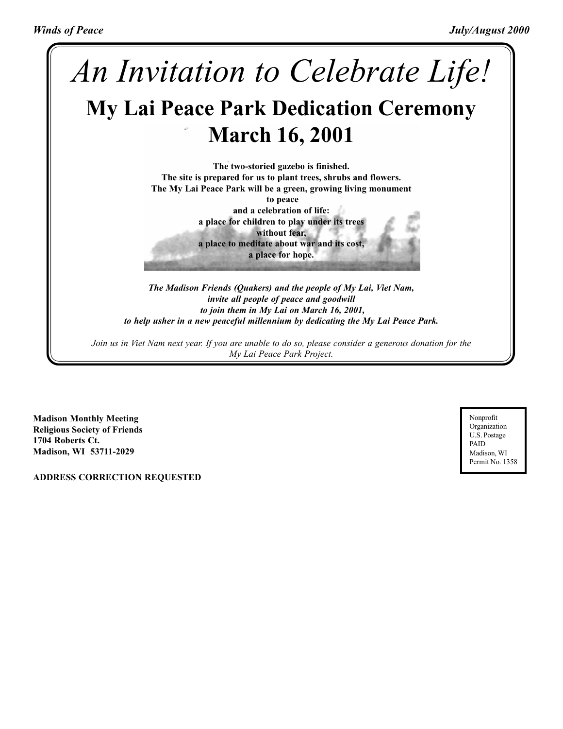# *An Invitation to Celebrate Life!*

## My Lai Peace Park Dedication Ceremony March 16, 2001

**The two-storied gazebo is finished.**
**The site is prepared for us to plant trees, shrubs and flowers.**
**The My Lai Peace Park will be a green, growing living monument to peace**
**and a celebration of life:**
**a place for children to play under its trees without fear,**
**a place to meditate about war and its cost,**
**a place for hope.**

***The Madison Friends (Quakers) and the people of My Lai, Viet Nam, invite all people of peace and goodwill to join them in My Lai on March 16, 2001, to help usher in a new peaceful millennium by dedicating the My Lai Peace Park.***

*Join us in Viet Nam next year. If you are unable to do so, please consider a generous donation for the My Lai Peace Park Project.*

**Madison Monthly Meeting**
**Religious Society of Friends**
**1704 Roberts Ct.**
**Madison, WI 53711-2029**

**ADDRESS CORRECTION REQUESTED**

Nonprofit
Organization
U.S. Postage
PAID
Madison, WI
Permit No. 1358